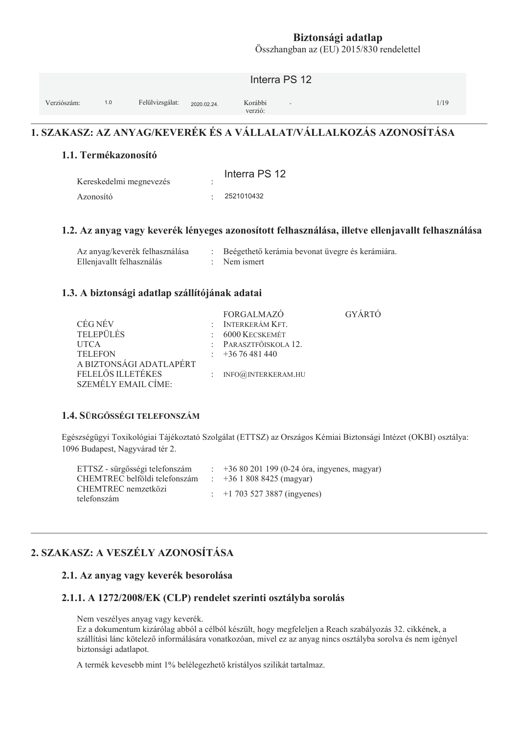**Biztonsági adatlap**
Összhangban az (EU) 2015/830 rendelettel

Interra PS 12

| Verziószám: | 1.0 | Felülvizsgálat: | 2020.02.24. | Korábbi verzió: | - |
|---|---|---|---|---|---|

# 1. SZAKASZ: AZ ANYAG/KEVERÉK ÉS A VÁLLALAT/VÁLLALKOZÁS AZONOSÍTÁSA

## 1.1. Termékazonosító

| | | |
|---|---|---|
| Kereskedelmi megnevezés | : | Interra PS 12 |
| Azonosító | : | 2521010432 |

## 1.2. Az anyag vagy keverék lényeges azonosított felhasználása, illetve ellenjavallt felhasználása

| | | |
|---|---|---|
| Az anyag/keverék felhasználása | : | Beégethető kerámia bevonat üvegre és kerámiára. |
| Ellenjavallt felhasználás | : | Nem ismert |

## 1.3. A biztonsági adatlap szállítójának adatai

| | | FORGALMAZÓ | GYÁRTÓ |
|---|---|---|---|
| CÉG NÉV | : | INTERKERÁM KFT. | |
| TELEPÜLÉS | : | 6000 KECSKEMÉT | |
| UTCA | : | PARASZTFŐISKOLA 12. | |
| TELEFON | : | +36 76 481 440 | |
| A BIZTONSÁGI ADATLAPÉRT FELELŐS ILLETÉKES SZEMÉLY EMAIL CÍME: | : | INFO@INTERKERAM.HU | |

## 1.4. SÜRGŐSSÉGI TELEFONSZÁM

Egészségügyi Toxikológiai Tájékoztató Szolgálat (ETTSZ) az Országos Kémiai Biztonsági Intézet (OKBI) osztálya: 1096 Budapest, Nagyvárad tér 2.

| | | |
|---|---|---|
| ETTSZ - sürgősségi telefonszám | : | +36 80 201 199 (0-24 óra, ingyenes, magyar) |
| CHEMTREC belföldi telefonszám | : | +36 1 808 8425 (magyar) |
| CHEMTREC nemzetközi telefonszám | : | +1 703 527 3887 (ingyenes) |

# 2. SZAKASZ: A VESZÉLY AZONOSÍTÁSA

## 2.1. Az anyag vagy keverék besorolása

### 2.1.1. A 1272/2008/EK (CLP) rendelet szerinti osztályba sorolás

Nem veszélyes anyag vagy keverék.
Ez a dokumentum kizárólag abból a célból készült, hogy megfeleljen a Reach szabályozás 32. cikkének, a szállítási lánc kötelező informálására vonatkozóan, mivel ez az anyag nincs osztályba sorolva és nem igényel biztonsági adatlapot.

A termék kevesebb mint 1% belélegezhető kristályos szilikát tartalmaz.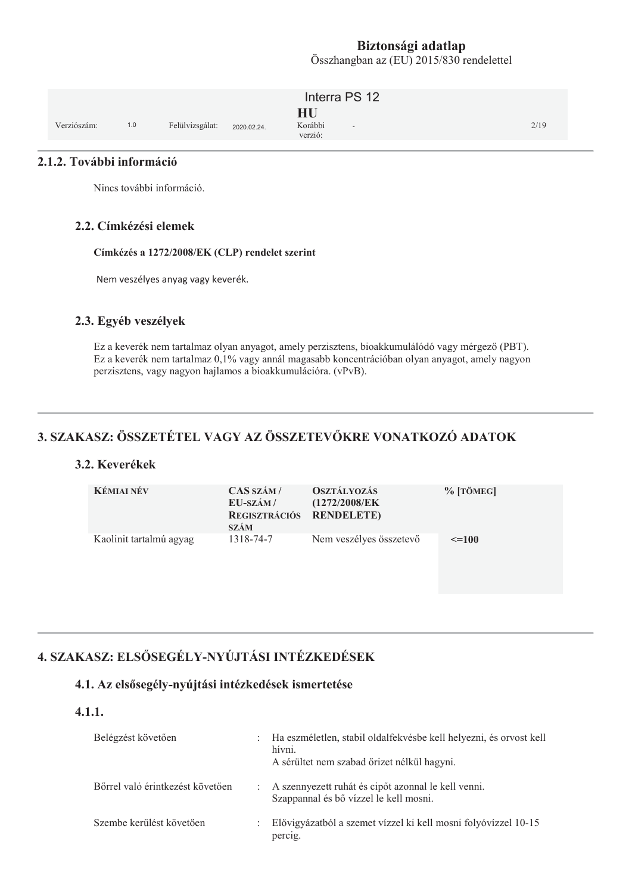### 2.1.2. További információ

Nincs további információ.

### 2.2. Címkézési elemek

**Címkézés a 1272/2008/EK (CLP) rendelet szerint**

Nem veszélyes anyag vagy keverék.

### 2.3. Egyéb veszélyek

Ez a keverék nem tartalmaz olyan anyagot, amely perzisztens, bioakkumulálódó vagy mérgező (PBT).
Ez a keverék nem tartalmaz 0,1% vagy annál magasabb koncentrációban olyan anyagot, amely nagyon perzisztens, vagy nagyon hajlamos a bioakkumulációra. (vPvB).

## 3. SZAKASZ: ÖSSZETÉTEL VAGY AZ ÖSSZETEVŐKRE VONATKOZÓ ADATOK

### 3.2. Keverékek

| KÉMIAI NÉV | CAS SZÁM / EU-SZÁM / REGISZTRÁCIÓS SZÁM | OSZTÁLYOZÁS (1272/2008/EK RENDELETE) | % [TÖMEG] |
|---|---|---|---|
| Kaolinit tartalmú agyag | 1318-74-7 | Nem veszélyes összetevő | <=100 |

## 4. SZAKASZ: ELSŐSEGÉLY-NYÚJTÁSI INTÉZKEDÉSEK

### 4.1. Az elsősegély-nyújtási intézkedések ismertetése

### 4.1.1.

| | | |
|---|---|---|
| Belégzést követően | : | Ha eszméletlen, stabil oldalfekvésbe kell helyezni, és orvost kell hívni. A sérültet nem szabad őrizet nélkül hagyni. |
| Bőrrel való érintkezést követően | : | A szennyezett ruhát és cipőt azonnal le kell venni. Szappannal és bő vízzel le kell mosni. |
| Szembe kerülést követően | : | Elővigyázatból a szemet vízzel ki kell mosni folyóvízzel 10-15 percig. |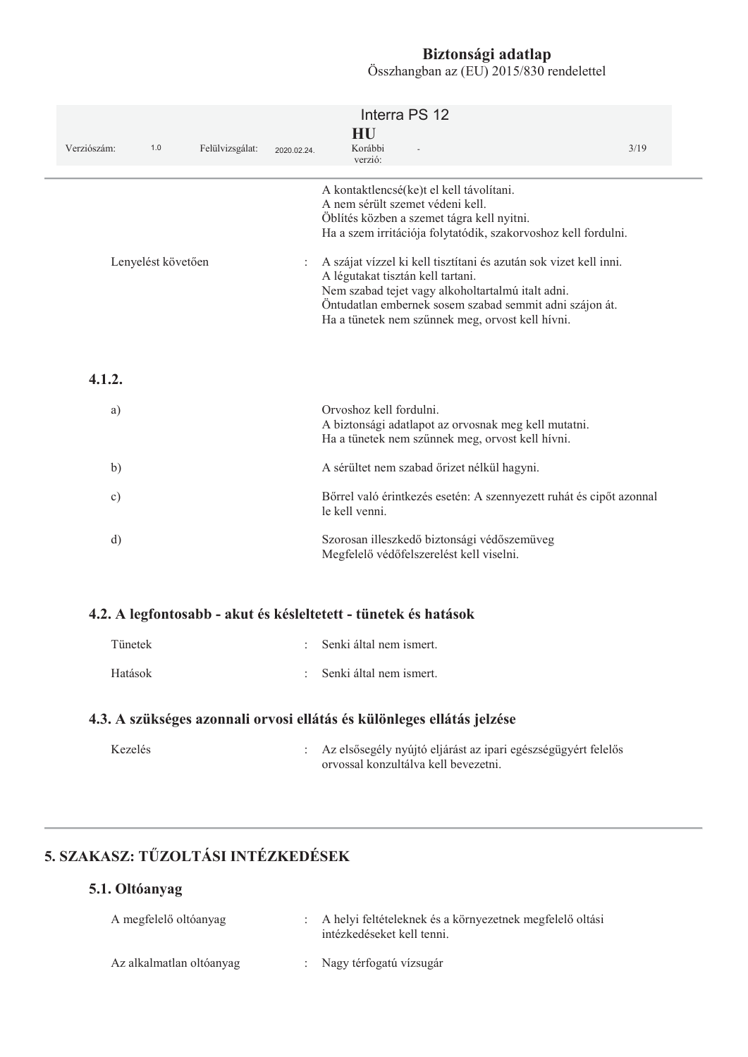A kontaktlencsé(ke)t el kell távolítani.
A nem sérült szemet védeni kell.
Öblítés közben a szemet tágra kell nyitni.
Ha a szem irritációja folytatódik, szakorvoshoz kell fordulni.

| | | |
|---|---|---|
| Lenyelést követően | : | A szájat vízzel ki kell tisztítani és azután sok vizet kell inni. A légutakat tisztán kell tartani. Nem szabad tejet vagy alkoholtartalmú italt adni. Öntudatlan embernek sosem szabad semmit adni szájon át. Ha a tünetek nem szűnnek meg, orvost kell hívni. |

### 4.1.2.

a) Orvoshoz kell fordulni.
A biztonsági adatlapot az orvosnak meg kell mutatni.
Ha a tünetek nem szűnnek meg, orvost kell hívni.

b) A sérültet nem szabad őrizet nélkül hagyni.

c) Bőrrel való érintkezés esetén: A szennyezett ruhát és cipőt azonnal le kell venni.

d) Szorosan illeszkedő biztonsági védőszemüveg
Megfelelő védőfelszerelést kell viselni.

### 4.2. A legfontosabb - akut és késleltetett - tünetek és hatások

| | | |
|---|---|---|
| Tünetek | : | Senki által nem ismert. |
| Hatások | : | Senki által nem ismert. |

### 4.3. A szükséges azonnali orvosi ellátás és különleges ellátás jelzése

| | | |
|---|---|---|
| Kezelés | : | Az elsősegély nyújtó eljárást az ipari egészségügyért felelős orvossal konzultálva kell bevezetni. |

## 5. SZAKASZ: TŰZOLTÁSI INTÉZKEDÉSEK

### 5.1. Oltóanyag

| | | |
|---|---|---|
| A megfelelő oltóanyag | : | A helyi feltételeknek és a környezetnek megfelelő oltási intézkedéseket kell tenni. |
| Az alkalmatlan oltóanyag | : | Nagy térfogatú vízsugár |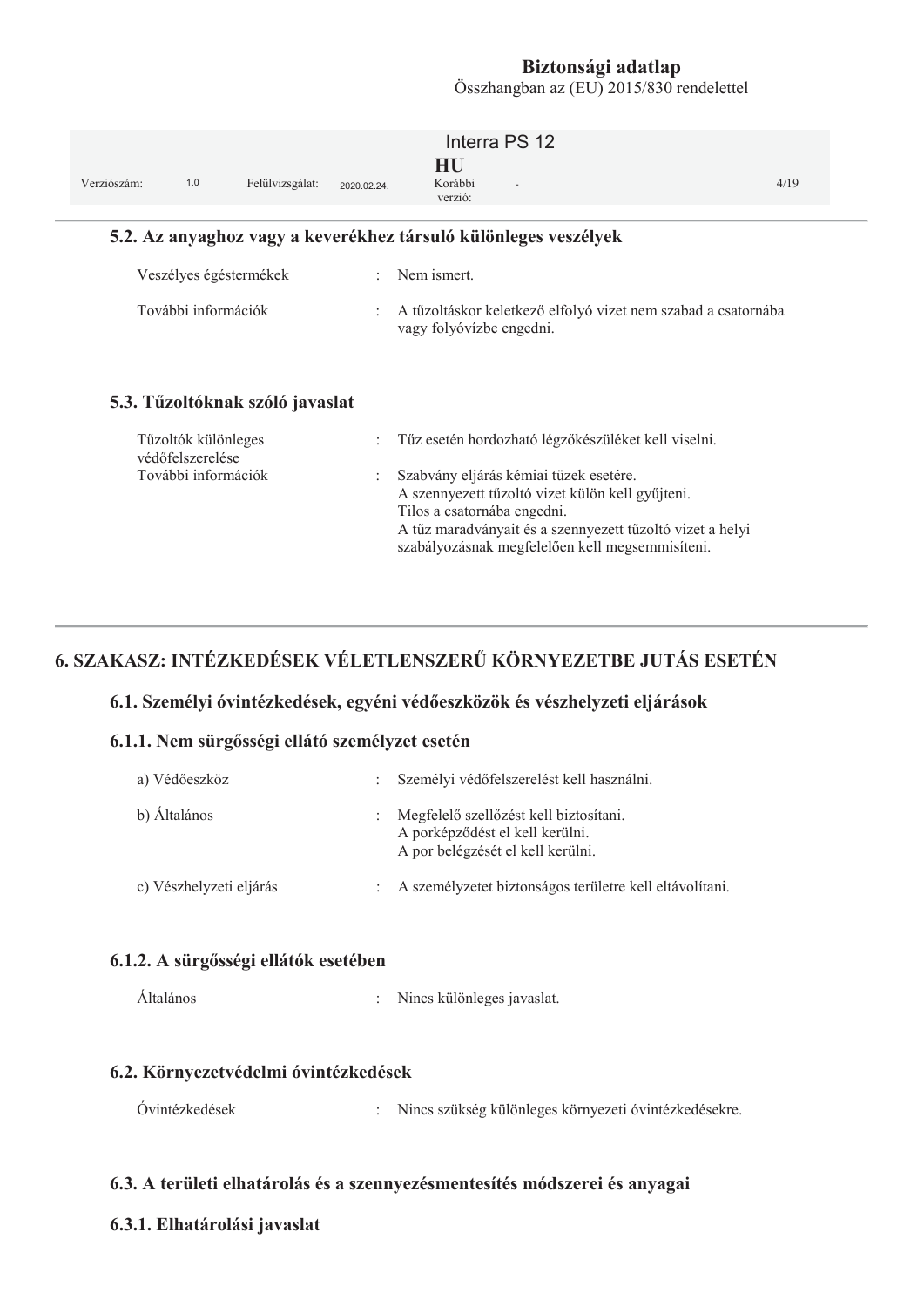### 5.2. Az anyaghoz vagy a keverékhez társuló különleges veszélyek

| | | |
|---|---|---|
| Veszélyes égéstermékek | : | Nem ismert. |
| További információk | : | A tűzoltáskor keletkező elfolyó vizet nem szabad a csatornába vagy folyóvízbe engedni. |

### 5.3. Tűzoltóknak szóló javaslat

| | | |
|---|---|---|
| Tűzoltók különleges védőfelszerelése | : | Tűz esetén hordozható légzőkészüléket kell viselni. |
| További információk | : | Szabvány eljárás kémiai tüzek esetére.<br>A szennyezett tűzoltó vizet külön kell gyűjteni.<br>Tilos a csatornába engedni.<br>A tűz maradványait és a szennyezett tűzoltó vizet a helyi szabályozásnak megfelelően kell megsemmisíteni. |

## 6. SZAKASZ: INTÉZKEDÉSEK VÉLETLENSZERŰ KÖRNYEZETBE JUTÁS ESETÉN

### 6.1. Személyi óvintézkedések, egyéni védőeszközök és vészhelyzeti eljárások

### 6.1.1. Nem sürgősségi ellátó személyzet esetén

| | | |
|---|---|---|
| a) Védőeszköz | : | Személyi védőfelszerelést kell használni. |
| b) Általános | : | Megfelelő szellőzést kell biztosítani.<br>A porképződést el kell kerülni.<br>A por belégzését el kell kerülni. |
| c) Vészhelyzeti eljárás | : | A személyzetet biztonságos területre kell eltávolítani. |

### 6.1.2. A sürgősségi ellátók esetében

| | | |
|---|---|---|
| Általános | : | Nincs különleges javaslat. |

### 6.2. Környezetvédelmi óvintézkedések

| | | |
|---|---|---|
| Óvintézkedések | : | Nincs szükség különleges környezeti óvintézkedésekre. |

### 6.3. A területi elhatárolás és a szennyezésmentesítés módszerei és anyagai

### 6.3.1. Elhatárolási javaslat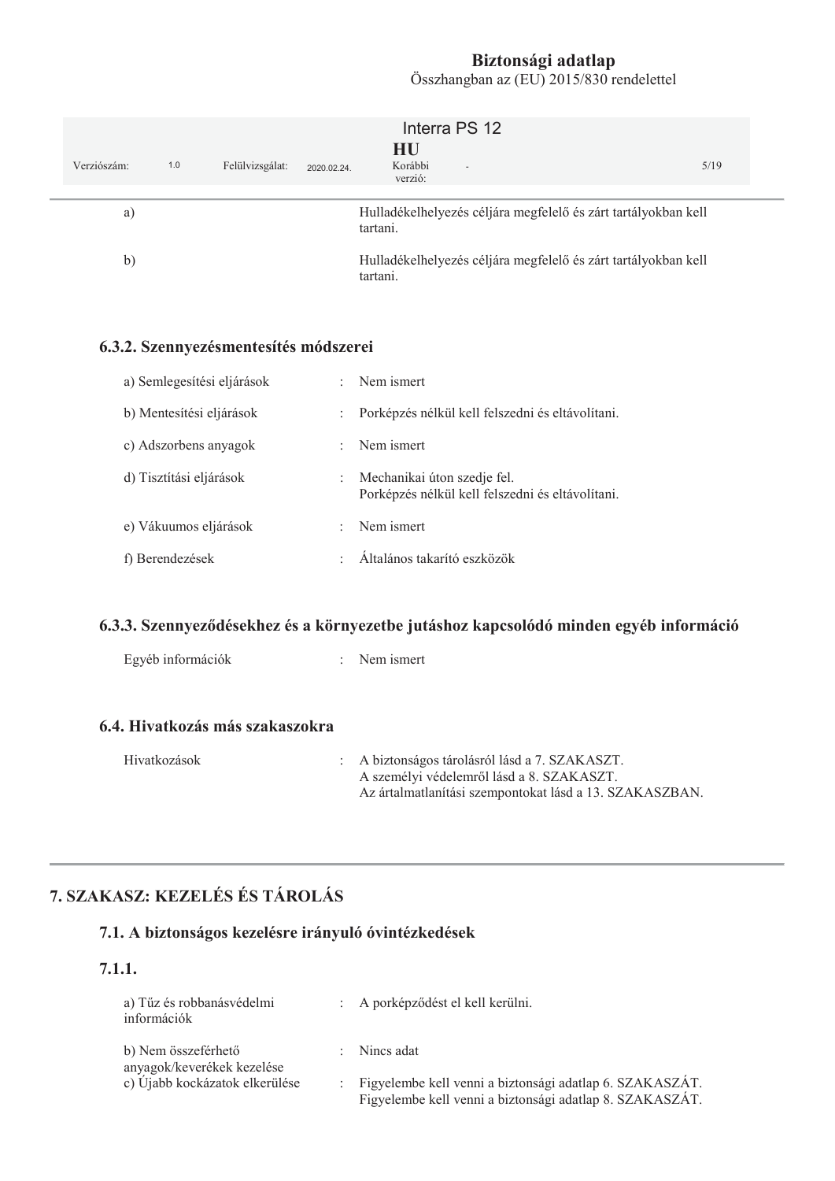| | | |
|---|---|---|
| a) | | Hulladékelhelyezés céljára megfelelő és zárt tartályokban kell tartani. |
| b) | | Hulladékelhelyezés céljára megfelelő és zárt tartályokban kell tartani. |

### 6.3.2. Szennyezésmentesítés módszerei

| | | |
|---|---|---|
| a) Semlegesítési eljárások | : | Nem ismert |
| b) Mentesítési eljárások | : | Porképzés nélkül kell felszedni és eltávolítani. |
| c) Adszorbens anyagok | : | Nem ismert |
| d) Tisztítási eljárások | : | Mechanikai úton szedje fel.<br>Porképzés nélkül kell felszedni és eltávolítani. |
| e) Vákuumos eljárások | : | Nem ismert |
| f) Berendezések | : | Általános takarító eszközök |

### 6.3.3. Szennyeződésekhez és a környezetbe jutáshoz kapcsolódó minden egyéb információ

| | | |
|---|---|---|
| Egyéb információk | : | Nem ismert |

### 6.4. Hivatkozás más szakaszokra

| | | |
|---|---|---|
| Hivatkozások | : | A biztonságos tárolásról lásd a 7. SZAKASZT.<br>A személyi védelemről lásd a 8. SZAKASZT.<br>Az ártalmatlanítási szempontokat lásd a 13. SZAKASZBAN. |

## 7. SZAKASZ: KEZELÉS ÉS TÁROLÁS

### 7.1. A biztonságos kezelésre irányuló óvintézkedések

### 7.1.1.

| | | |
|---|---|---|
| a) Tűz és robbanásvédelmi információk | : | A porképződést el kell kerülni. |
| b) Nem összeférhető anyagok/keverékek kezelése | : | Nincs adat |
| c) Újabb kockázatok elkerülése | : | Figyelembe kell venni a biztonsági adatlap 6. SZAKASZÁT.<br>Figyelembe kell venni a biztonsági adatlap 8. SZAKASZÁT. |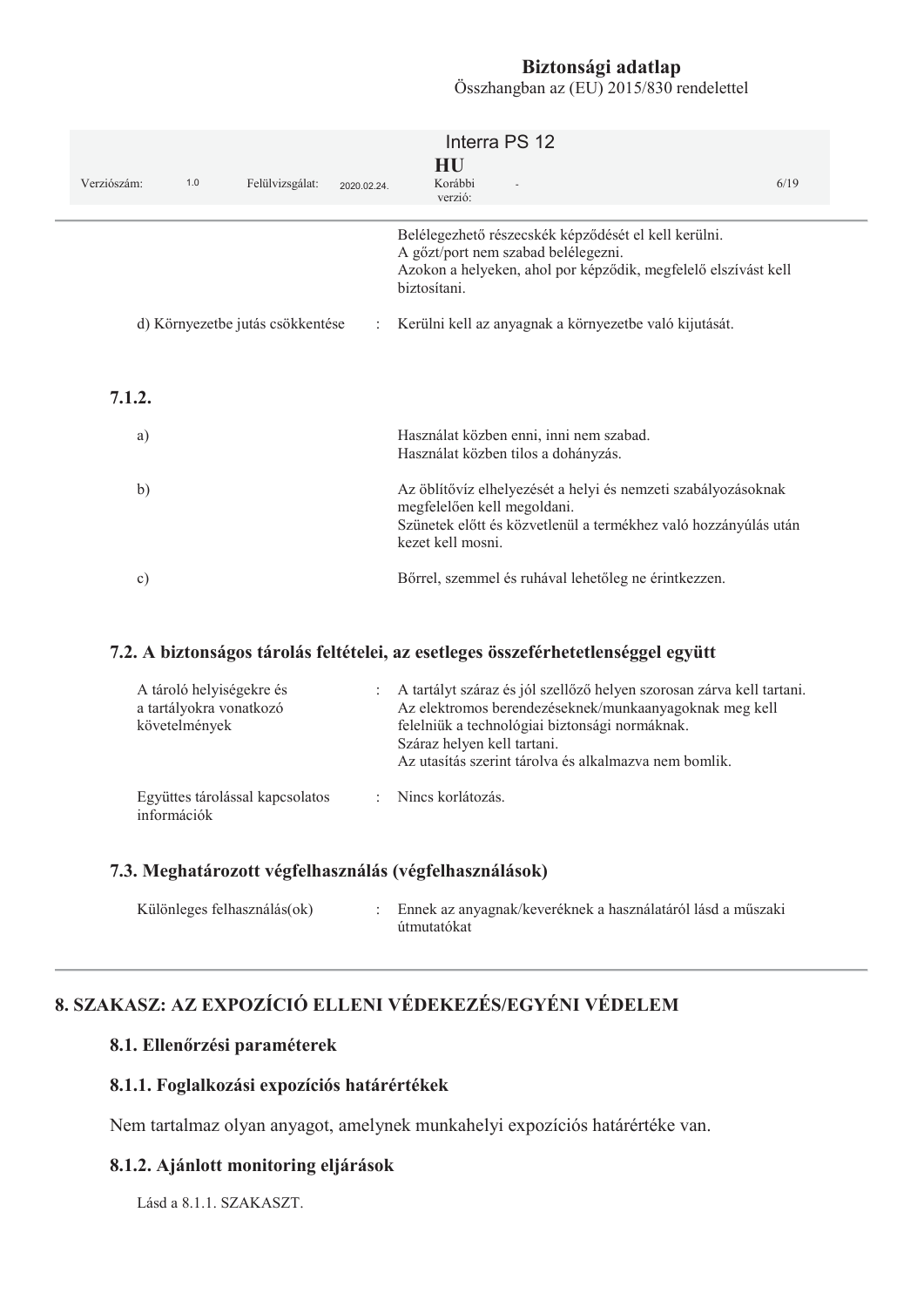Belélegezhető részecskék képződését el kell kerülni.
A gőzt/port nem szabad belélegezni.
Azokon a helyeken, ahol por képződik, megfelelő elszívást kell biztosítani.

| | | |
|---|---|---|
| d) Környezetbe jutás csökkentése | : | Kerülni kell az anyagnak a környezetbe való kijutását. |

**7.1.2.**

| | |
|---|---|
| a) | Használat közben enni, inni nem szabad.<br>Használat közben tilos a dohányzás. |
| b) | Az öblítővíz elhelyezését a helyi és nemzeti szabályozásoknak megfelelően kell megoldani.<br>Szünetek előtt és közvetlenül a termékhez való hozzányúlás után kezet kell mosni. |
| c) | Bőrrel, szemmel és ruhával lehetőleg ne érintkezzen. |

### 7.2. A biztonságos tárolás feltételei, az esetleges összeférhetetlenséggel együtt

| | | |
|---|---|---|
| A tároló helyiségekre és a tartályokra vonatkozó követelmények | : | A tartályt száraz és jól szellőző helyen szorosan zárva kell tartani.<br>Az elektromos berendezéseknek/munkaanyagoknak meg kell felelniük a technológiai biztonsági normáknak.<br>Száraz helyen kell tartani.<br>Az utasítás szerint tárolva és alkalmazva nem bomlik. |
| Együttes tárolással kapcsolatos információk | : | Nincs korlátozás. |

### 7.3. Meghatározott végfelhasználás (végfelhasználások)

| | | |
|---|---|---|
| Különleges felhasználás(ok) | : | Ennek az anyagnak/keveréknek a használatáról lásd a műszaki útmutatókat |

## 8. SZAKASZ: AZ EXPOZÍCIÓ ELLENI VÉDEKEZÉS/EGYÉNI VÉDELEM

### 8.1. Ellenőrzési paraméterek

### 8.1.1. Foglalkozási expozíciós határértékek

Nem tartalmaz olyan anyagot, amelynek munkahelyi expozíciós határértéke van.

### 8.1.2. Ajánlott monitoring eljárások

Lásd a 8.1.1. SZAKASZT.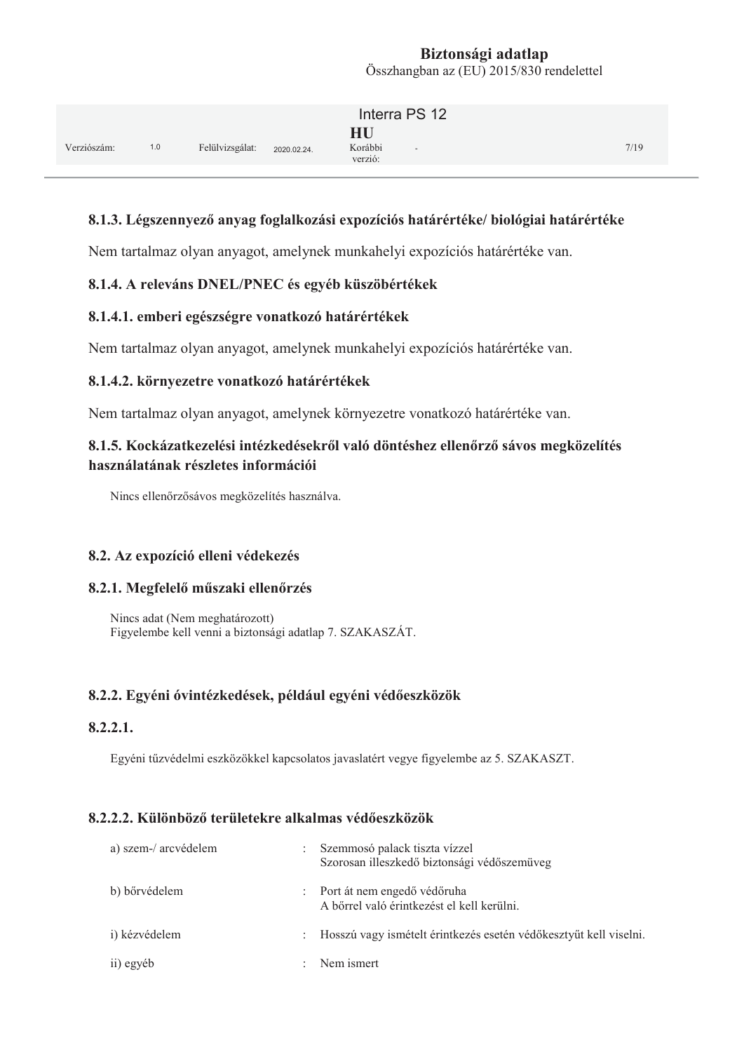### 8.1.3. Légszennyező anyag foglalkozási expozíciós határértéke/ biológiai határértéke

Nem tartalmaz olyan anyagot, amelynek munkahelyi expozíciós határértéke van.

### 8.1.4. A releváns DNEL/PNEC és egyéb küszöbértékek

#### 8.1.4.1. emberi egészségre vonatkozó határértékek

Nem tartalmaz olyan anyagot, amelynek munkahelyi expozíciós határértéke van.

#### 8.1.4.2. környezetre vonatkozó határértékek

Nem tartalmaz olyan anyagot, amelynek környezetre vonatkozó határértéke van.

### 8.1.5. Kockázatkezelési intézkedésekről való döntéshez ellenőrző sávos megközelítés használatának részletes információi

Nincs ellenőrzősávos megközelítés használva.

## 8.2. Az expozíció elleni védekezés

### 8.2.1. Megfelelő műszaki ellenőrzés

Nincs adat (Nem meghatározott)
Figyelembe kell venni a biztonsági adatlap 7. SZAKASZÁT.

### 8.2.2. Egyéni óvintézkedések, például egyéni védőeszközök

#### 8.2.2.1.

Egyéni tűzvédelmi eszközökkel kapcsolatos javaslatért vegye figyelembe az 5. SZAKASZT.

#### 8.2.2.2. Különböző területekre alkalmas védőeszközök

| | | |
|---|---|---|
| a) szem-/ arcvédelem | : | Szemmosó palack tiszta vízzel<br>Szorosan illeszkedő biztonsági védőszemüveg |
| b) bőrvédelem | : | Port át nem engedő védőruha<br>A bőrrel való érintkezést el kell kerülni. |
| i) kézvédelem | : | Hosszú vagy ismételt érintkezés esetén védőkesztyűt kell viselni. |
| ii) egyéb | : | Nem ismert |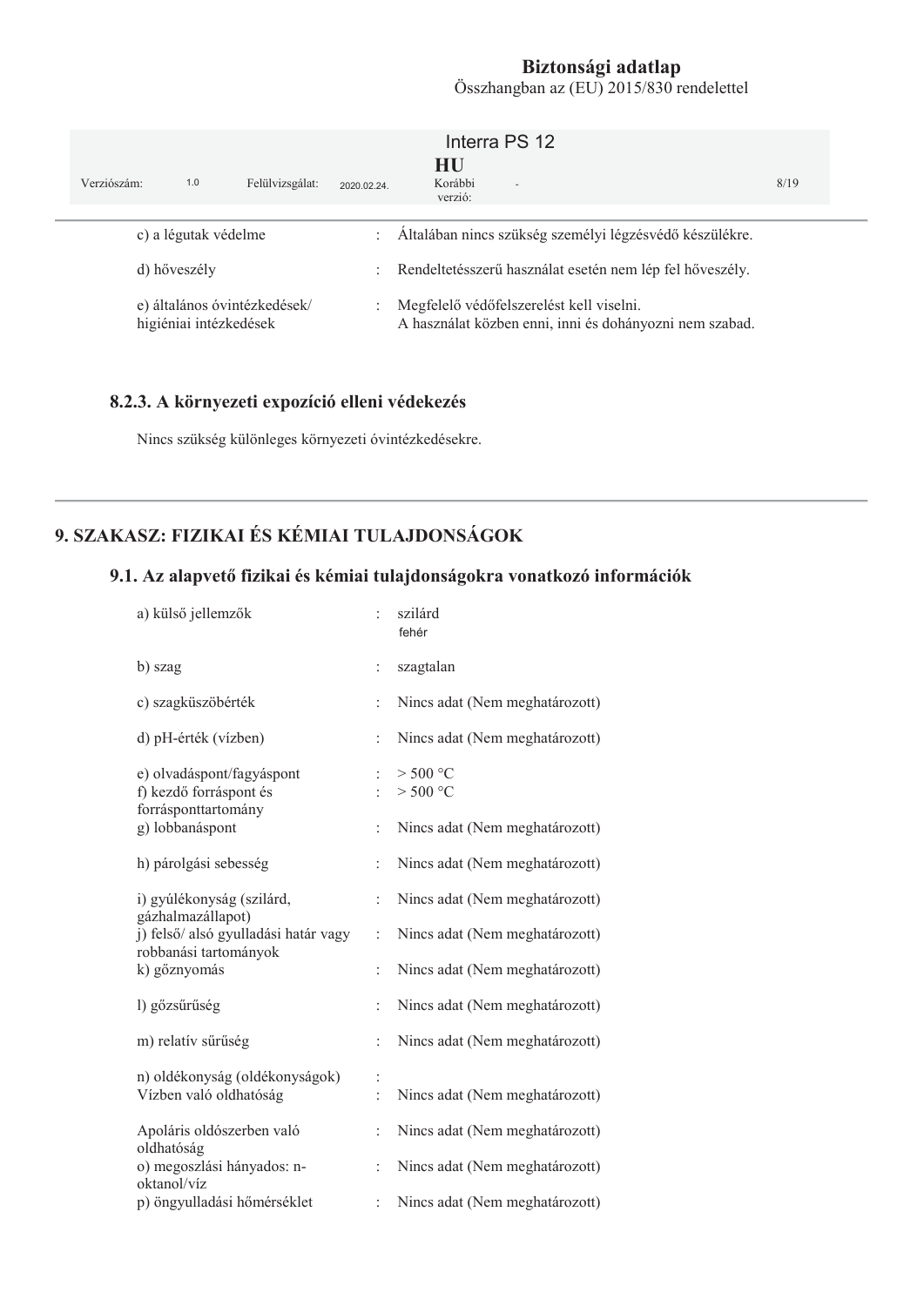| | | |
|---|---|---|
| c) a légutak védelme | : | Általában nincs szükség személyi légzésvédő készülékre. |
| d) hőveszély | : | Rendeltetésszerű használat esetén nem lép fel hőveszély. |
| e) általános óvintézkedések/ higiéniai intézkedések | : | Megfelelő védőfelszerelést kell viselni. A használat közben enni, inni és dohányozni nem szabad. |

### 8.2.3. A környezeti expozíció elleni védekezés

Nincs szükség különleges környezeti óvintézkedésekre.

## 9. SZAKASZ: FIZIKAI ÉS KÉMIAI TULAJDONSÁGOK

### 9.1. Az alapvető fizikai és kémiai tulajdonságokra vonatkozó információk

| | | |
|---|---|---|
| a) külső jellemzők | : | szilárd fehér |
| b) szag | : | szagtalan |
| c) szagküszöbérték | : | Nincs adat (Nem meghatározott) |
| d) pH-érték (vízben) | : | Nincs adat (Nem meghatározott) |
| e) olvadáspont/fagyáspont | : | > 500 °C |
| f) kezdő forráspont és forrásponttartomány | : | > 500 °C |
| g) lobbanáspont | : | Nincs adat (Nem meghatározott) |
| h) párolgási sebesség | : | Nincs adat (Nem meghatározott) |
| i) gyúlékonyság (szilárd, gázhalmazállapot) | : | Nincs adat (Nem meghatározott) |
| j) felső/ alsó gyulladási határ vagy robbanási tartományok | : | Nincs adat (Nem meghatározott) |
| k) gőznyomás | : | Nincs adat (Nem meghatározott) |
| l) gőzsűrűség | : | Nincs adat (Nem meghatározott) |
| m) relatív sűrűség | : | Nincs adat (Nem meghatározott) |
| n) oldékonyság (oldékonyságok) | : | |
| Vízben való oldhatóság | : | Nincs adat (Nem meghatározott) |
| Apoláris oldószerben való oldhatóság | : | Nincs adat (Nem meghatározott) |
| o) megoszlási hányados: n-oktanol/víz | : | Nincs adat (Nem meghatározott) |
| p) öngyulladási hőmérséklet | : | Nincs adat (Nem meghatározott) |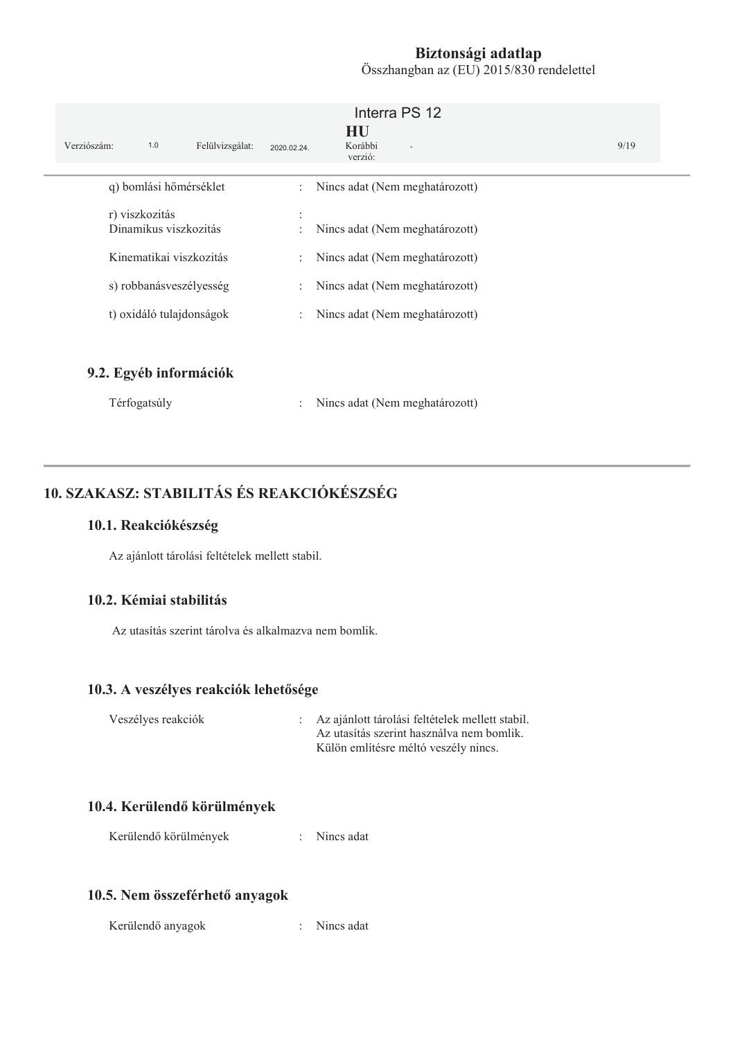q) bomlási hőmérséklet : Nincs adat (Nem meghatározott)

r) viszkozitás :
Dinamikus viszkozitás : Nincs adat (Nem meghatározott)

Kinematikai viszkozitás : Nincs adat (Nem meghatározott)

s) robbanásveszélyesség : Nincs adat (Nem meghatározott)

t) oxidáló tulajdonságok : Nincs adat (Nem meghatározott)

### 9.2. Egyéb információk

Térfogatsúly : Nincs adat (Nem meghatározott)

## 10. SZAKASZ: STABILITÁS ÉS REAKCIÓKÉSZSÉG

### 10.1. Reakciókészség

Az ajánlott tárolási feltételek mellett stabil.

### 10.2. Kémiai stabilitás

Az utasítás szerint tárolva és alkalmazva nem bomlik.

### 10.3. A veszélyes reakciók lehetősége

Veszélyes reakciók : Az ajánlott tárolási feltételek mellett stabil.
Az utasítás szerint használva nem bomlik.
Külön említésre méltó veszély nincs.

### 10.4. Kerülendő körülmények

Kerülendő körülmények : Nincs adat

### 10.5. Nem összeférhető anyagok

Kerülendő anyagok : Nincs adat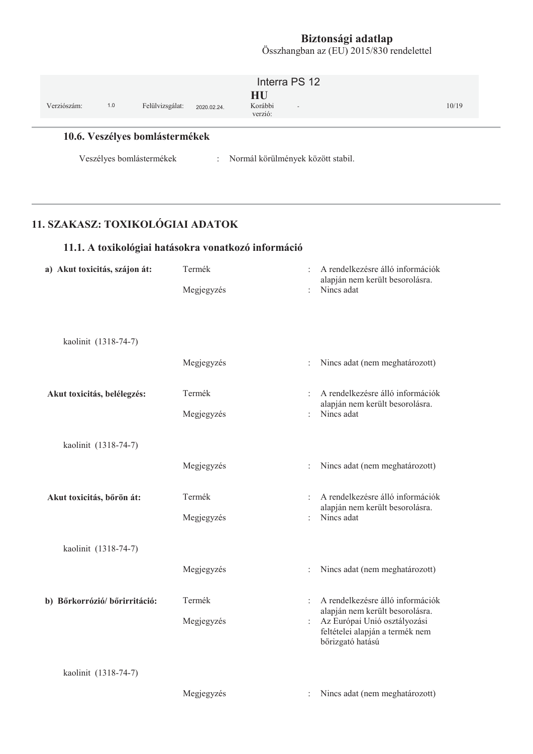### 10.6. Veszélyes bomlástermékek

Veszélyes bomlástermékek : Normál körülmények között stabil.

## 11. SZAKASZ: TOXIKOLÓGIAI ADATOK

### 11.1. A toxikológiai hatásokra vonatkozó információ

**a) Akut toxicitás, szájon át:**

| | | |
|---|---|---|
| Termék | : | A rendelkezésre álló információk alapján nem került besorolásra. |
| Megjegyzés | : | Nincs adat |

kaolinit (1318-74-7)

| | | |
|---|---|---|
| Megjegyzés | : | Nincs adat (nem meghatározott) |

**Akut toxicitás, belélegzés:**

| | | |
|---|---|---|
| Termék | : | A rendelkezésre álló információk alapján nem került besorolásra. |
| Megjegyzés | : | Nincs adat |

kaolinit (1318-74-7)

| | | |
|---|---|---|
| Megjegyzés | : | Nincs adat (nem meghatározott) |

**Akut toxicitás, bőrön át:**

| | | |
|---|---|---|
| Termék | : | A rendelkezésre álló információk alapján nem került besorolásra. |
| Megjegyzés | : | Nincs adat |

kaolinit (1318-74-7)

| | | |
|---|---|---|
| Megjegyzés | : | Nincs adat (nem meghatározott) |

**b) Bőrkorrózió/ bőrirritáció:**

| | | |
|---|---|---|
| Termék | : | A rendelkezésre álló információk alapján nem került besorolásra. |
| Megjegyzés | : | Az Európai Unió osztályozási feltételei alapján a termék nem bőrizgató hatású |

kaolinit (1318-74-7)

| | | |
|---|---|---|
| Megjegyzés | : | Nincs adat (nem meghatározott) |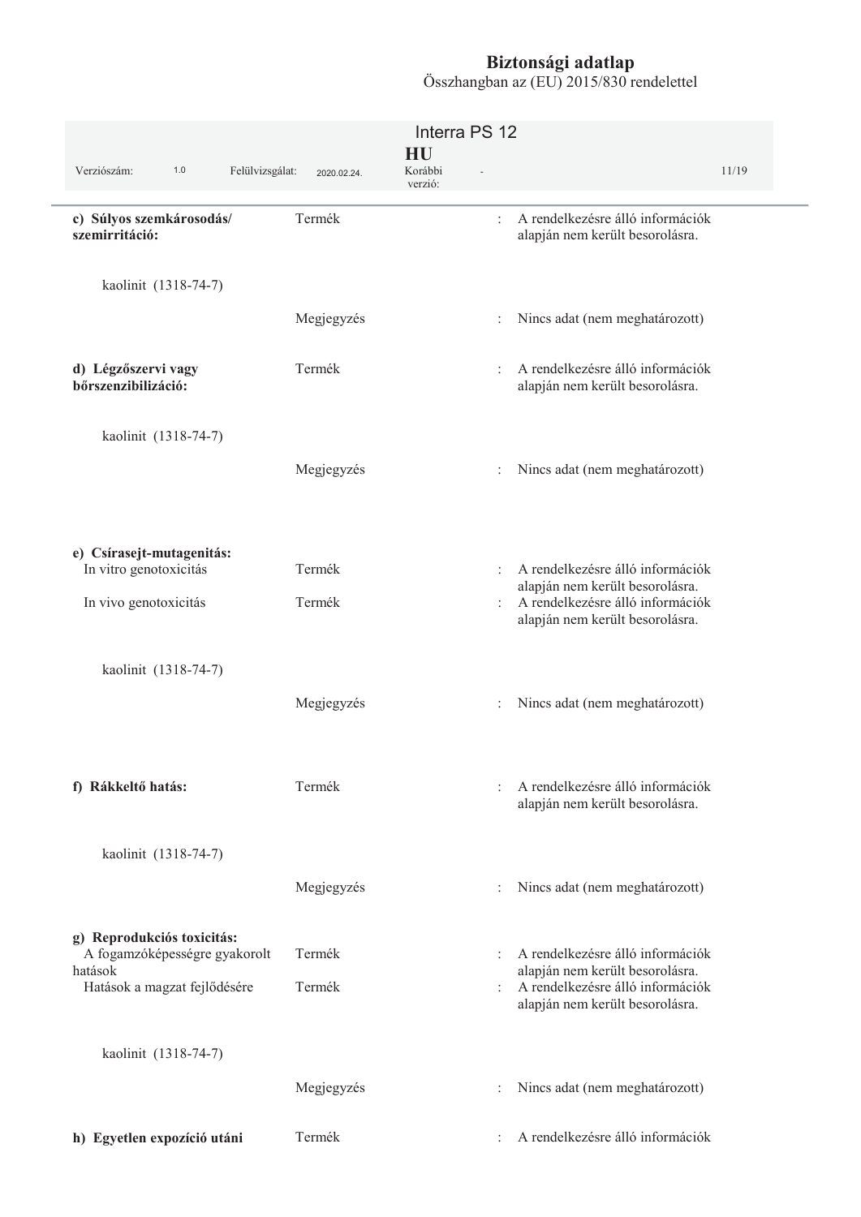**c) Súlyos szemkárosodás/ szemirritáció:**

| | | |
|---|---|---|
| | Termék | : A rendelkezésre álló információk alapján nem került besorolásra. |
| kaolinit (1318-74-7) | | |
| | Megjegyzés | : Nincs adat (nem meghatározott) |

**d) Légzőszervi vagy bőrszenzibilizáció:**

| | | |
|---|---|---|
| | Termék | : A rendelkezésre álló információk alapján nem került besorolásra. |
| kaolinit (1318-74-7) | | |
| | Megjegyzés | : Nincs adat (nem meghatározott) |

**e) Csírasejt-mutagenitás:**

| | | |
|---|---|---|
| In vitro genotoxicitás | Termék | : A rendelkezésre álló információk alapján nem került besorolásra. |
| In vivo genotoxicitás | Termék | : A rendelkezésre álló információk alapján nem került besorolásra. |
| kaolinit (1318-74-7) | | |
| | Megjegyzés | : Nincs adat (nem meghatározott) |

**f) Rákkeltő hatás:**

| | | |
|---|---|---|
| | Termék | : A rendelkezésre álló információk alapján nem került besorolásra. |
| kaolinit (1318-74-7) | | |
| | Megjegyzés | : Nincs adat (nem meghatározott) |

**g) Reprodukciós toxicitás:**

| | | |
|---|---|---|
| A fogamzóképességre gyakorolt hatások | Termék | : A rendelkezésre álló információk alapján nem került besorolásra. |
| Hatások a magzat fejlődésére | Termék | : A rendelkezésre álló információk alapján nem került besorolásra. |
| kaolinit (1318-74-7) | | |
| | Megjegyzés | : Nincs adat (nem meghatározott) |

**h) Egyetlen expozíció utáni**

| | | |
|---|---|---|
| | Termék | : A rendelkezésre álló információk |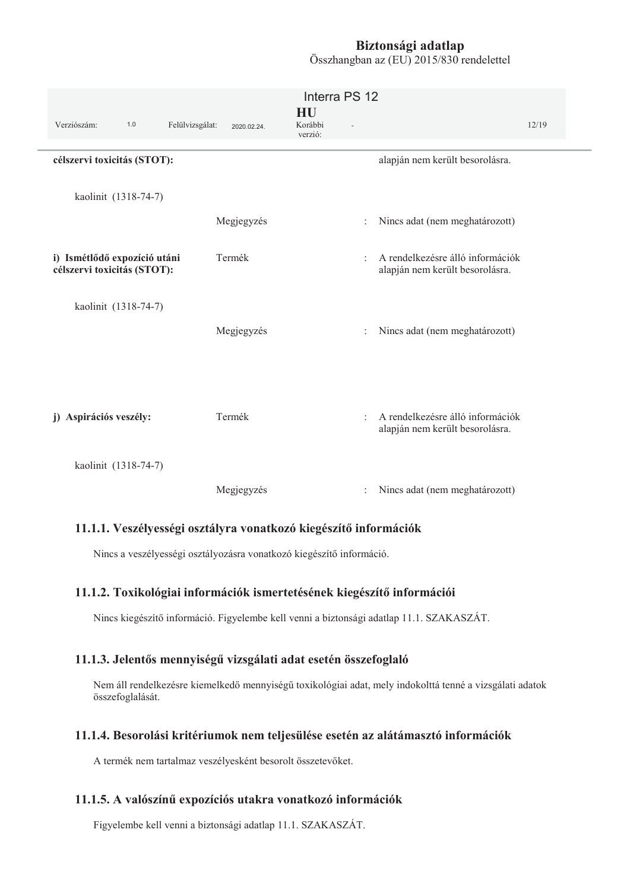| | | | |
|---|---|---|---|
| **célszervi toxicitás (STOT):** | | | alapján nem került besorolásra. |
| kaolinit (1318-74-7) | | | |
| | Megjegyzés | : | Nincs adat (nem meghatározott) |
| **i) Ismétlődő expozíció utáni célszervi toxicitás (STOT):** | Termék | : | A rendelkezésre álló információk alapján nem került besorolásra. |
| kaolinit (1318-74-7) | | | |
| | Megjegyzés | : | Nincs adat (nem meghatározott) |
| **j) Aspirációs veszély:** | Termék | : | A rendelkezésre álló információk alapján nem került besorolásra. |
| kaolinit (1318-74-7) | | | |
| | Megjegyzés | : | Nincs adat (nem meghatározott) |

### 11.1.1. Veszélyességi osztályra vonatkozó kiegészítő információk

Nincs a veszélyességi osztályozásra vonatkozó kiegészítő információ.

### 11.1.2. Toxikológiai információk ismertetésének kiegészítő információi

Nincs kiegészítő információ. Figyelembe kell venni a biztonsági adatlap 11.1. SZAKASZÁT.

### 11.1.3. Jelentős mennyiségű vizsgálati adat esetén összefoglaló

Nem áll rendelkezésre kiemelkedő mennyiségű toxikológiai adat, mely indokolttá tenné a vizsgálati adatok összefoglalását.

### 11.1.4. Besorolási kritériumok nem teljesülése esetén az alátámasztó információk

A termék nem tartalmaz veszélyesként besorolt összetevőket.

### 11.1.5. A valószínű expozíciós utakra vonatkozó információk

Figyelembe kell venni a biztonsági adatlap 11.1. SZAKASZÁT.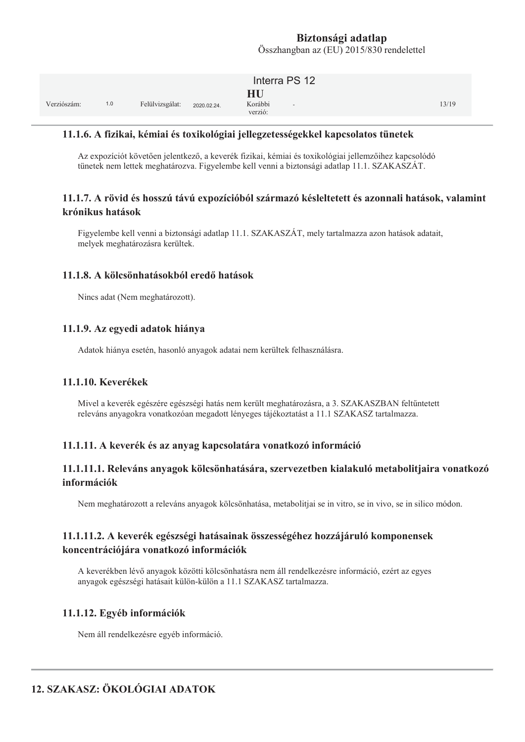### 11.1.6. A fizikai, kémiai és toxikológiai jellegzetességekkel kapcsolatos tünetek

Az expozíciót követően jelentkező, a keverék fizikai, kémiai és toxikológiai jellemzőihez kapcsolódó tünetek nem lettek meghatározva. Figyelembe kell venni a biztonsági adatlap 11.1. SZAKASZÁT.

### 11.1.7. A rövid és hosszú távú expozícióból származó késleltetett és azonnali hatások, valamint krónikus hatások

Figyelembe kell venni a biztonsági adatlap 11.1. SZAKASZÁT, mely tartalmazza azon hatások adatait, melyek meghatározásra kerültek.

### 11.1.8. A kölcsönhatásokból eredő hatások

Nincs adat (Nem meghatározott).

### 11.1.9. Az egyedi adatok hiánya

Adatok hiánya esetén, hasonló anyagok adatai nem kerültek felhasználásra.

### 11.1.10. Keverékek

Mivel a keverék egészére egészségi hatás nem került meghatározásra, a 3. SZAKASZBAN feltűntetett releváns anyagokra vonatkozóan megadott lényeges tájékoztatást a 11.1 SZAKASZ tartalmazza.

### 11.1.11. A keverék és az anyag kapcsolatára vonatkozó információ

#### 11.1.11.1. Releváns anyagok kölcsönhatására, szervezetben kialakuló metabolitjaira vonatkozó információk

Nem meghatározott a releváns anyagok kölcsönhatása, metabolitjai se in vitro, se in vivo, se in silico módon.

#### 11.1.11.2. A keverék egészségi hatásainak összességéhez hozzájáruló komponensek koncentrációjára vonatkozó információk

A keverékben lévő anyagok közötti kölcsönhatásra nem áll rendelkezésre információ, ezért az egyes anyagok egészségi hatásait külön-külön a 11.1 SZAKASZ tartalmazza.

### 11.1.12. Egyéb információk

Nem áll rendelkezésre egyéb információ.

## 12. SZAKASZ: ÖKOLÓGIAI ADATOK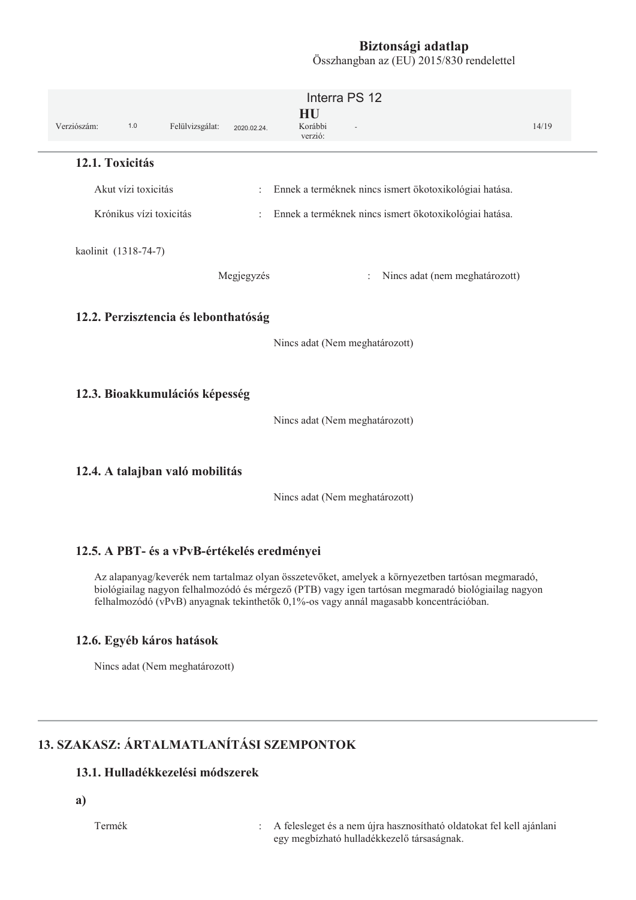### 12.1. Toxicitás

Akut vízi toxicitás : Ennek a terméknek nincs ismert ökotoxikológiai hatása.

Krónikus vízi toxicitás : Ennek a terméknek nincs ismert ökotoxikológiai hatása.

kaolinit (1318-74-7)

Megjegyzés : Nincs adat (nem meghatározott)

### 12.2. Perzisztencia és lebonthatóság

Nincs adat (Nem meghatározott)

### 12.3. Bioakkumulációs képesség

Nincs adat (Nem meghatározott)

### 12.4. A talajban való mobilitás

Nincs adat (Nem meghatározott)

### 12.5. A PBT- és a vPvB-értékelés eredményei

Az alapanyag/keverék nem tartalmaz olyan összetevőket, amelyek a környezetben tartósan megmaradó, biológiailag nagyon felhalmozódó és mérgező (PTB) vagy igen tartósan megmaradó biológiailag nagyon felhalmozódó (vPvB) anyagnak tekinthetők 0,1%-os vagy annál magasabb koncentrációban.

### 12.6. Egyéb káros hatások

Nincs adat (Nem meghatározott)

## 13. SZAKASZ: ÁRTALMATLANÍTÁSI SZEMPONTOK

### 13.1. Hulladékkezelési módszerek

**a)**

Termék : A felesleget és a nem újra hasznosítható oldatokat fel kell ajánlani egy megbízható hulladékkezelő társaságnak.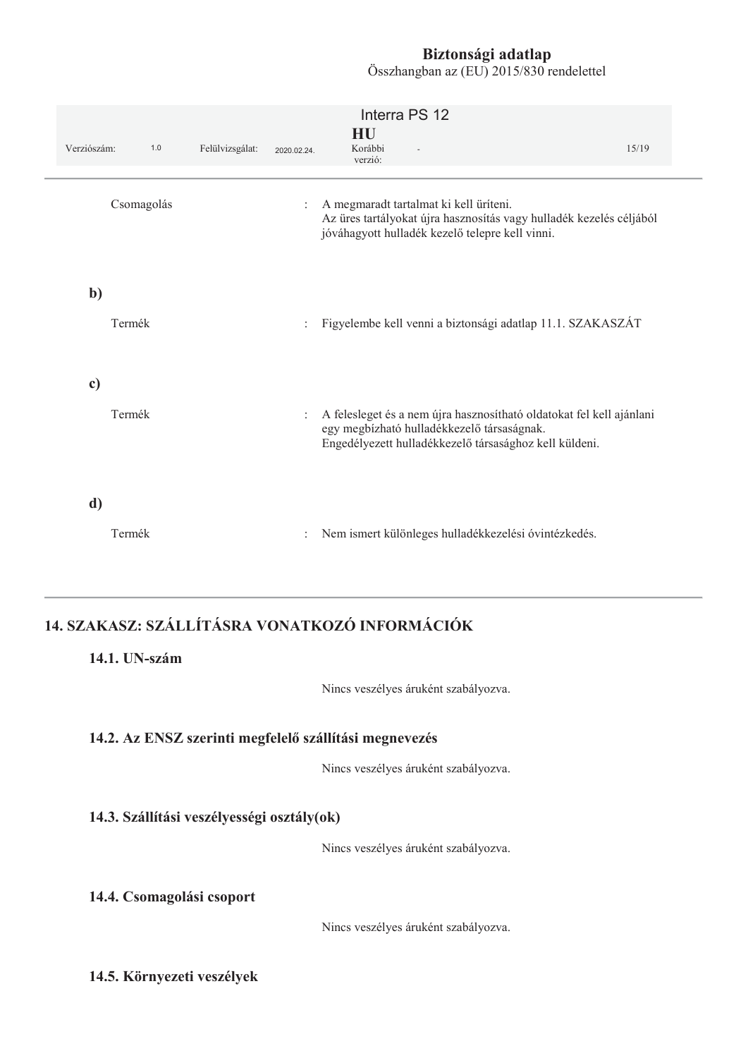| | | |
|---|---|---|
| Csomagolás | : | A megmaradt tartalmat ki kell üríteni.<br>Az üres tartályokat újra hasznosítás vagy hulladék kezelés céljából jóváhagyott hulladék kezelő telepre kell vinni. |

**b)**

| | | |
|---|---|---|
| Termék | : | Figyelembe kell venni a biztonsági adatlap 11.1. SZAKASZÁT |

**c)**

| | | |
|---|---|---|
| Termék | : | A felesleget és a nem újra hasznosítható oldatokat fel kell ajánlani egy megbízható hulladékkezelő társaságnak.<br>Engedélyezett hulladékkezelő társasághoz kell küldeni. |

**d)**

| | | |
|---|---|---|
| Termék | : | Nem ismert különleges hulladékkezelési óvintézkedés. |

## 14. SZAKASZ: SZÁLLÍTÁSRA VONATKOZÓ INFORMÁCIÓK

### 14.1. UN-szám

Nincs veszélyes áruként szabályozva.

### 14.2. Az ENSZ szerinti megfelelő szállítási megnevezés

Nincs veszélyes áruként szabályozva.

### 14.3. Szállítási veszélyességi osztály(ok)

Nincs veszélyes áruként szabályozva.

### 14.4. Csomagolási csoport

Nincs veszélyes áruként szabályozva.

### 14.5. Környezeti veszélyek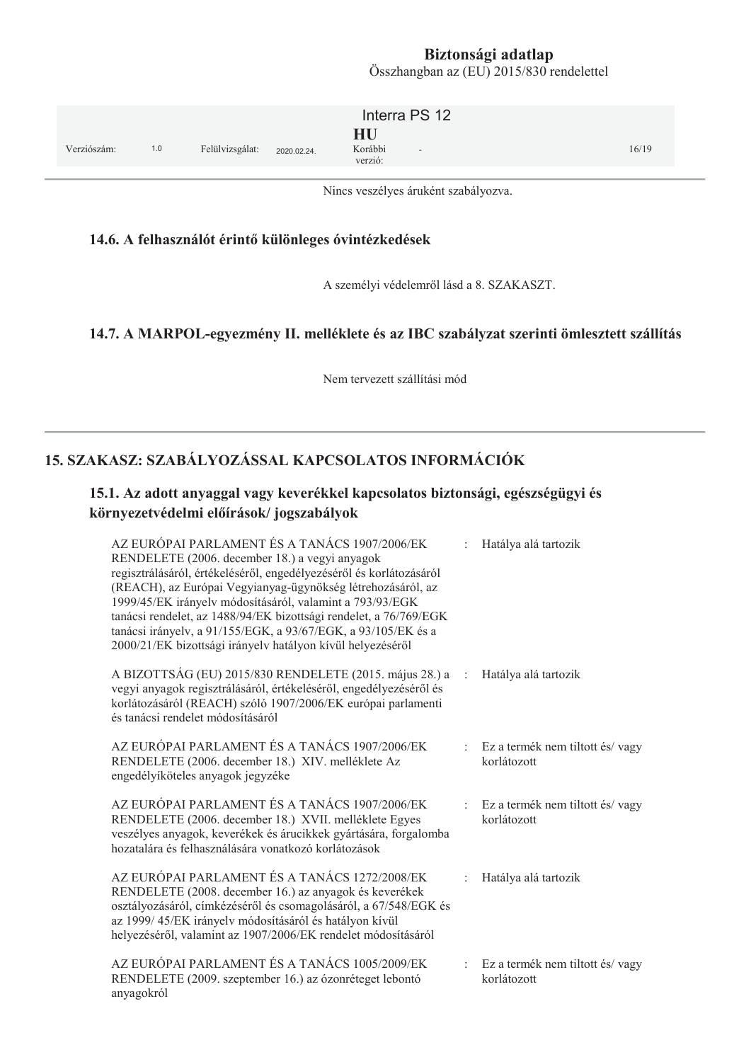Nincs veszélyes áruként szabályozva.

### 14.6. A felhasználót érintő különleges óvintézkedések

A személyi védelemről lásd a 8. SZAKASZT.

### 14.7. A MARPOL-egyezmény II. melléklete és az IBC szabályzat szerinti ömlesztett szállítás

Nem tervezett szállítási mód

## 15. SZAKASZ: SZABÁLYOZÁSSAL KAPCSOLATOS INFORMÁCIÓK

### 15.1. Az adott anyaggal vagy keverékkel kapcsolatos biztonsági, egészségügyi és környezetvédelmi előírások/ jogszabályok

| | | |
|---|---|---|
| AZ EURÓPAI PARLAMENT ÉS A TANÁCS 1907/2006/EK RENDELETE (2006. december 18.) a vegyi anyagok regisztrálásáról, értékeléséről, engedélyezéséről és korlátozásáról (REACH), az Európai Vegyianyag-ügynökség létrehozásáról, az 1999/45/EK irányelv módosításáról, valamint a 793/93/EGK tanácsi rendelet, az 1488/94/EK bizottsági rendelet, a 76/769/EGK tanácsi irányelv, a 91/155/EGK, a 93/67/EGK, a 93/105/EK és a 2000/21/EK bizottsági irányelv hatályon kívül helyezéséről | : | Hatálya alá tartozik |
| A BIZOTTSÁG (EU) 2015/830 RENDELETE (2015. május 28.) a vegyi anyagok regisztrálásáról, értékeléséről, engedélyezéséről és korlátozásáról (REACH) szóló 1907/2006/EK európai parlamenti és tanácsi rendelet módosításáról | : | Hatálya alá tartozik |
| AZ EURÓPAI PARLAMENT ÉS A TANÁCS 1907/2006/EK RENDELETE (2006. december 18.) XIV. melléklete Az engedélyköteles anyagok jegyzéke | : | Ez a termék nem tiltott és/ vagy korlátozott |
| AZ EURÓPAI PARLAMENT ÉS A TANÁCS 1907/2006/EK RENDELETE (2006. december 18.) XVII. melléklete Egyes veszélyes anyagok, keverékek és árucikkek gyártására, forgalomba hozatalára és felhasználására vonatkozó korlátozások | : | Ez a termék nem tiltott és/ vagy korlátozott |
| AZ EURÓPAI PARLAMENT ÉS A TANÁCS 1272/2008/EK RENDELETE (2008. december 16.) az anyagok és keverékek osztályozásáról, címkézéséről és csomagolásáról, a 67/548/EGK és az 1999/ 45/EK irányelv módosításáról és hatályon kívül helyezéséről, valamint az 1907/2006/EK rendelet módosításáról | : | Hatálya alá tartozik |
| AZ EURÓPAI PARLAMENT ÉS A TANÁCS 1005/2009/EK RENDELETE (2009. szeptember 16.) az ózonréteget lebontó anyagokról | : | Ez a termék nem tiltott és/ vagy korlátozott |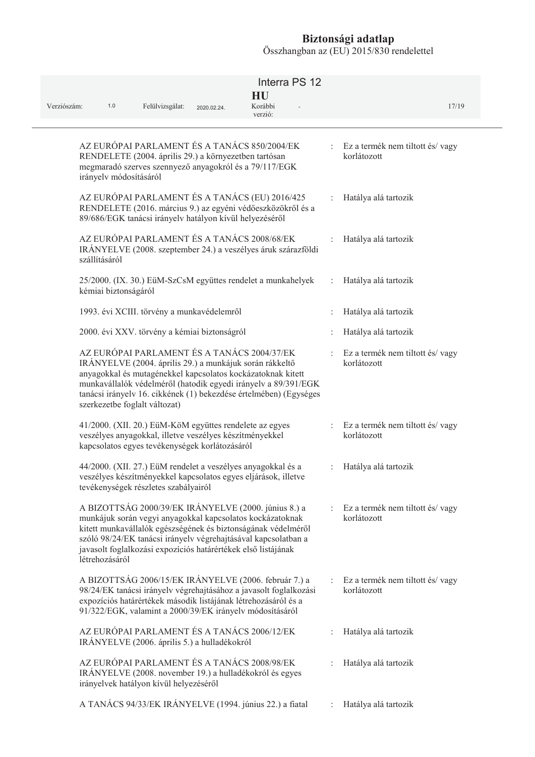| | | |
|---|---|---|
| AZ EURÓPAI PARLAMENT ÉS A TANÁCS 850/2004/EK RENDELETE (2004. április 29.) a környezetben tartósan megmaradó szerves szennyező anyagokról és a 79/117/EGK irányelv módosításáról | : | Ez a termék nem tiltott és/ vagy korlátozott |
| AZ EURÓPAI PARLAMENT ÉS A TANÁCS (EU) 2016/425 RENDELETE (2016. március 9.) az egyéni védőeszközökről és a 89/686/EGK tanácsi irányelv hatályon kívül helyezéséről | : | Hatálya alá tartozik |
| AZ EURÓPAI PARLAMENT ÉS A TANÁCS 2008/68/EK IRÁNYELVE (2008. szeptember 24.) a veszélyes áruk szárazföldi szállításáról | : | Hatálya alá tartozik |
| 25/2000. (IX. 30.) EüM-SzCsM együttes rendelet a munkahelyek kémiai biztonságáról | : | Hatálya alá tartozik |
| 1993. évi XCIII. törvény a munkavédelemről | : | Hatálya alá tartozik |
| 2000. évi XXV. törvény a kémiai biztonságról | : | Hatálya alá tartozik |
| AZ EURÓPAI PARLAMENT ÉS A TANÁCS 2004/37/EK IRÁNYELVE (2004. április 29.) a munkájuk során rákkeltő anyagokkal és mutagénekkel kapcsolatos kockázatoknak kitett munkavállalók védelméről (hatodik egyedi irányelv a 89/391/EGK tanácsi irányelv 16. cikkének (1) bekezdése értelmében) (Egységes szerkezetbe foglalt változat) | : | Ez a termék nem tiltott és/ vagy korlátozott |
| 41/2000. (XII. 20.) EüM-KöM együttes rendelete az egyes veszélyes anyagokkal, illetve veszélyes készítményekkel kapcsolatos egyes tevékenységek korlátozásáról | : | Ez a termék nem tiltott és/ vagy korlátozott |
| 44/2000. (XII. 27.) EüM rendelet a veszélyes anyagokkal és a veszélyes készítményekkel kapcsolatos egyes eljárások, illetve tevékenységek részletes szabályairól | : | Hatálya alá tartozik |
| A BIZOTTSÁG 2000/39/EK IRÁNYELVE (2000. június 8.) a munkájuk során vegyi anyagokkal kapcsolatos kockázatoknak kitett munkavállalók egészségének és biztonságának védelméről szóló 98/24/EK tanácsi irányelv végrehajtásával kapcsolatban a javasolt foglalkozási expozíciós határértékek első listájának létrehozásáról | : | Ez a termék nem tiltott és/ vagy korlátozott |
| A BIZOTTSÁG 2006/15/EK IRÁNYELVE (2006. február 7.) a 98/24/EK tanácsi irányelv végrehajtásához a javasolt foglalkozási expozíciós határértékek második listájának létrehozásáról és a 91/322/EGK, valamint a 2000/39/EK irányelv módosításáról | : | Ez a termék nem tiltott és/ vagy korlátozott |
| AZ EURÓPAI PARLAMENT ÉS A TANÁCS 2006/12/EK IRÁNYELVE (2006. április 5.) a hulladékokról | : | Hatálya alá tartozik |
| AZ EURÓPAI PARLAMENT ÉS A TANÁCS 2008/98/EK IRÁNYELVE (2008. november 19.) a hulladékokról és egyes irányelvek hatályon kívül helyezéséről | : | Hatálya alá tartozik |
| A TANÁCS 94/33/EK IRÁNYELVE (1994. június 22.) a fiatal | : | Hatálya alá tartozik |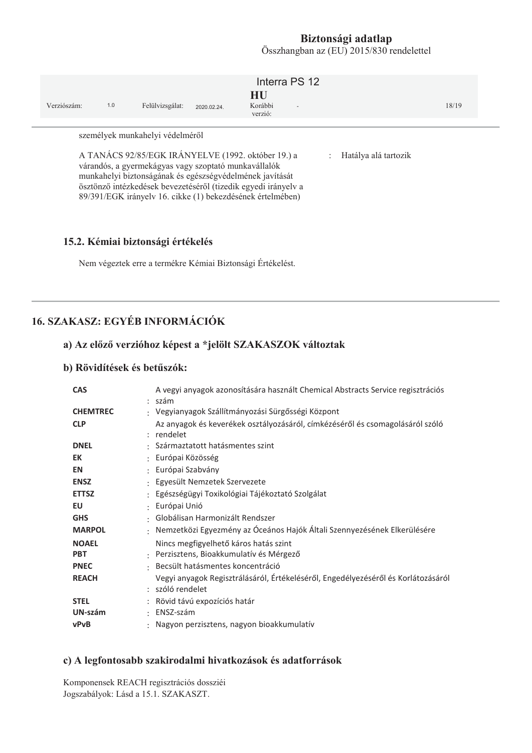személyek munkahelyi védelméről

| | |
|---|---|
| A TANÁCS 92/85/EGK IRÁNYELVE (1992. október 19.) a várandós, a gyermekágyas vagy szoptató munkavállalók munkahelyi biztonságának és egészségvédelmének javítását ösztönző intézkedések bevezetéséről (tizedik egyedi irányelv a 89/391/EGK irányelv 16. cikke (1) bekezdésének értelmében) | : Hatálya alá tartozik |

### 15.2. Kémiai biztonsági értékelés

Nem végeztek erre a termékre Kémiai Biztonsági Értékelést.

## 16. SZAKASZ: EGYÉB INFORMÁCIÓK

### a) Az előző verzióhoz képest a *jelölt SZAKASZOK változtak

### b) Rövidítések és betűszók:

| | |
|---|---|
| **CAS** | : A vegyi anyagok azonosítására használt Chemical Abstracts Service regisztrációs szám |
| **CHEMTREC** | : Vegyianyagok Szállítmányozási Sürgősségi Központ |
| **CLP** | : Az anyagok és keverékek osztályozásáról, címkézéséről és csomagolásáról szóló rendelet |
| **DNEL** | : Származtatott hatásmentes szint |
| **EK** | : Európai Közösség |
| **EN** | : Európai Szabvány |
| **ENSZ** | : Egyesült Nemzetek Szervezete |
| **ETTSZ** | : Egészségügyi Toxikológiai Tájékoztató Szolgálat |
| **EU** | : Európai Unió |
| **GHS** | : Globálisan Harmonizált Rendszer |
| **MARPOL** | : Nemzetközi Egyezmény az Óceános Hajók Általi Szennyezésének Elkerülésére |
| **NOAEL** | Nincs megfigyelhető káros hatás szint |
| **PBT** | : Perzisztens, Bioakkumulatív és Mérgező |
| **PNEC** | : Becsült hatásmentes koncentráció |
| **REACH** | : Vegyi anyagok Regisztrálásáról, Értékeléséről, Engedélyezéséről és Korlátozásáról szóló rendelet |
| **STEL** | : Rövid távú expozíciós határ |
| **UN-szám** | : ENSZ-szám |
| **vPvB** | : Nagyon perzisztens, nagyon bioakkumulatív |

### c) A legfontosabb szakirodalmi hivatkozások és adatforrások

Komponensek REACH regisztrációs dossziéi
Jogszabályok: Lásd a 15.1. SZAKASZT.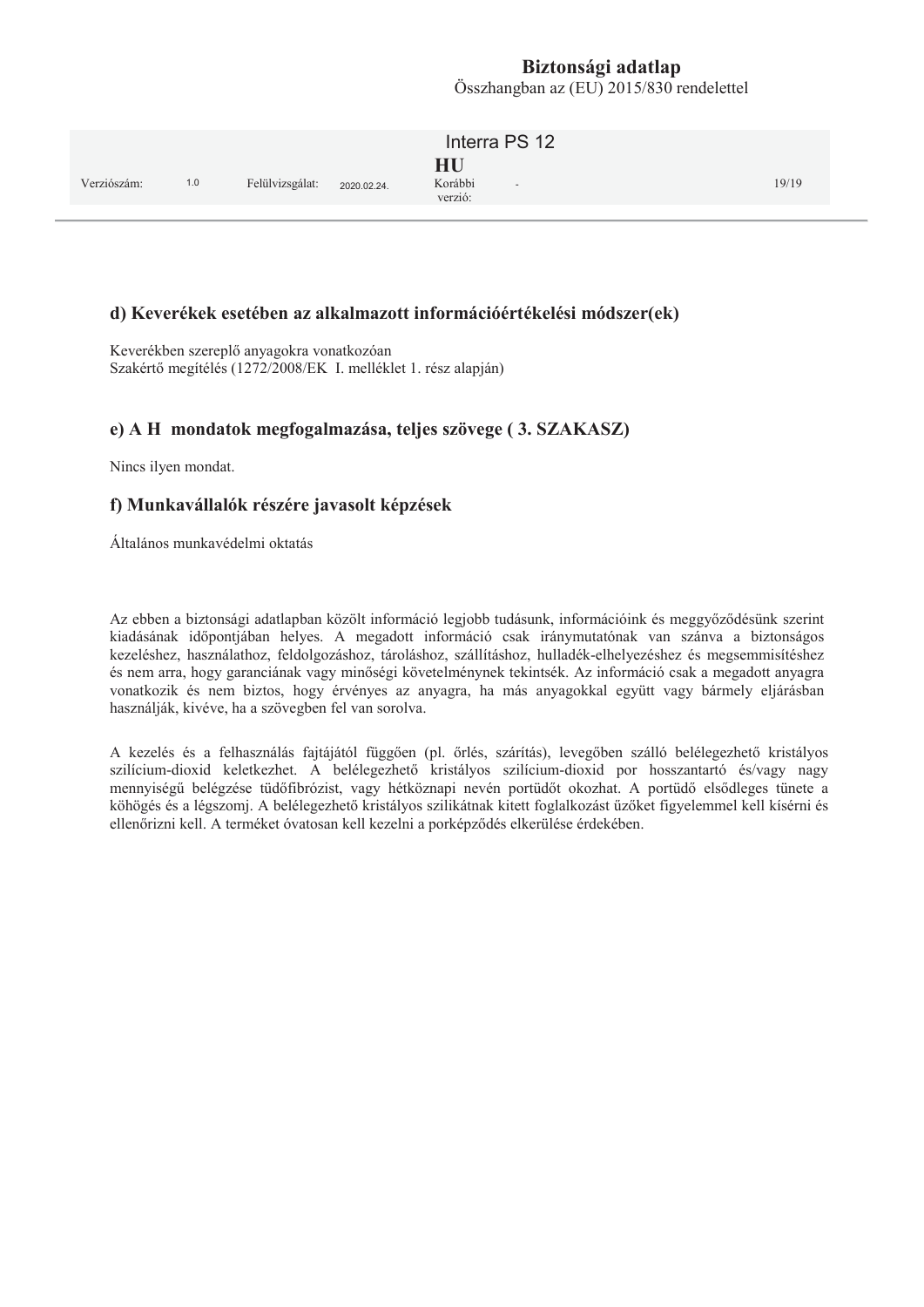## d) Keverékek esetében az alkalmazott információértékelési módszer(ek)

Keverékben szereplő anyagokra vonatkozóan
Szakértő megítélés (1272/2008/EK I. melléklet 1. rész alapján)

## e) A H mondatok megfogalmazása, teljes szövege ( 3. SZAKASZ)

Nincs ilyen mondat.

## f) Munkavállalók részére javasolt képzések

Általános munkavédelmi oktatás

Az ebben a biztonsági adatlapban közölt információ legjobb tudásunk, információink és meggyőződésünk szerint kiadásának időpontjában helyes. A megadott információ csak iránymutatónak van szánva a biztonságos kezeléshez, használathoz, feldolgozáshoz, tároláshoz, szállításhoz, hulladék-elhelyezéshez és megsemmisítéshez és nem arra, hogy garanciának vagy minőségi követelménynek tekintsék. Az információ csak a megadott anyagra vonatkozik és nem biztos, hogy érvényes az anyagra, ha más anyagokkal együtt vagy bármely eljárásban használják, kivéve, ha a szövegben fel van sorolva.

A kezelés és a felhasználás fajtájától függően (pl. őrlés, szárítás), levegőben szálló belélegezhető kristályos szilícium-dioxid keletkezhet. A belélegezhető kristályos szilícium-dioxid por hosszantartó és/vagy nagy mennyiségű belégzése tüdőfibrózist, vagy hétköznapi nevén portüdőt okozhat. A portüdő elsődleges tünete a köhögés és a légszomj. A belélegezhető kristályos szilikátnak kitett foglalkozást űzőket figyelemmel kell kísérni és ellenőrizni kell. A terméket óvatosan kell kezelni a porképződés elkerülése érdekében.